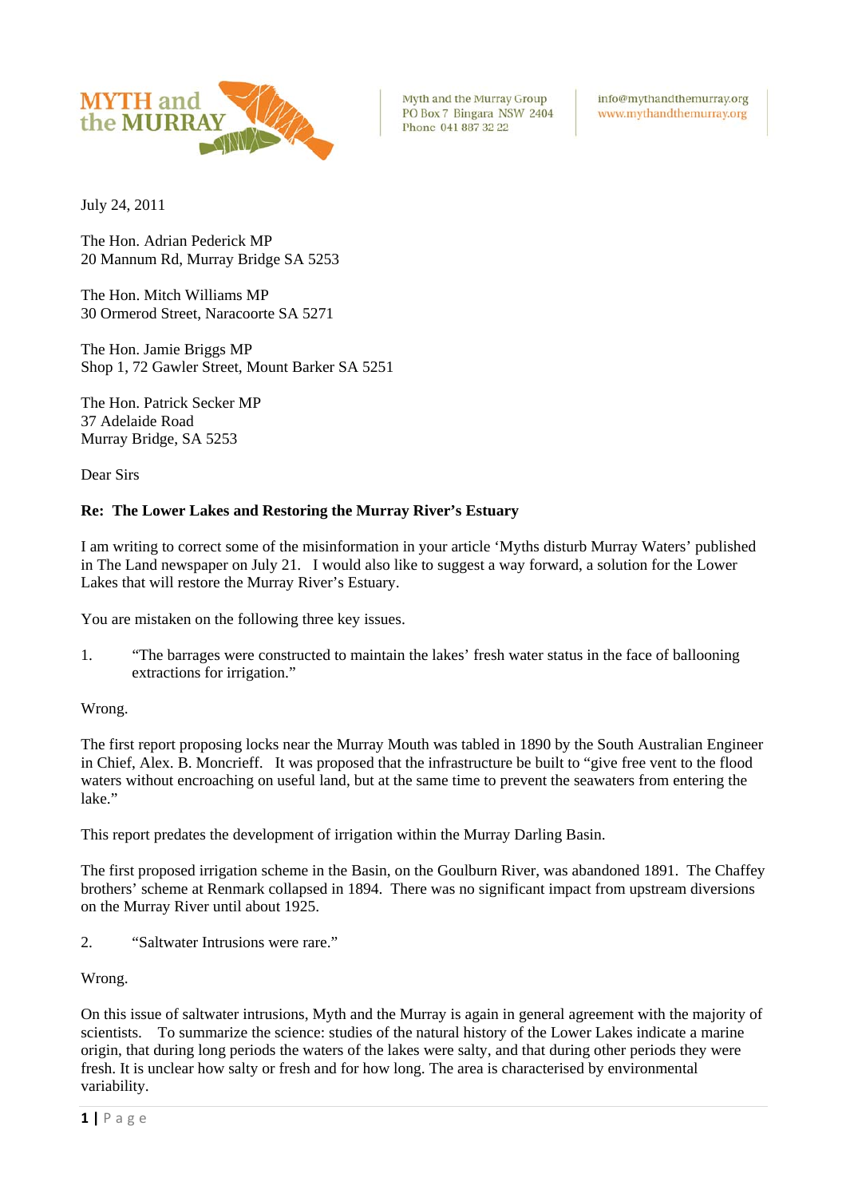MYTH and the MURRAY

Myth and the Murray Group
PO Box 7 Bingara NSW 2404
Phone 041 887 32 22

info@mythandthemurray.org
www.mythandthemurray.org

July 24, 2011

The Hon. Adrian Pederick MP
20 Mannum Rd, Murray Bridge SA 5253

The Hon. Mitch Williams MP
30 Ormerod Street, Naracoorte SA 5271

The Hon. Jamie Briggs MP
Shop 1, 72 Gawler Street, Mount Barker SA 5251

The Hon. Patrick Secker MP
37 Adelaide Road
Murray Bridge, SA 5253

Dear Sirs

**Re: The Lower Lakes and Restoring the Murray River's Estuary**

I am writing to correct some of the misinformation in your article 'Myths disturb Murray Waters' published in The Land newspaper on July 21. I would also like to suggest a way forward, a solution for the Lower Lakes that will restore the Murray River's Estuary.

You are mistaken on the following three key issues.

1. "The barrages were constructed to maintain the lakes' fresh water status in the face of ballooning extractions for irrigation."

Wrong.

The first report proposing locks near the Murray Mouth was tabled in 1890 by the South Australian Engineer in Chief, Alex. B. Moncrieff. It was proposed that the infrastructure be built to "give free vent to the flood waters without encroaching on useful land, but at the same time to prevent the seawaters from entering the lake."

This report predates the development of irrigation within the Murray Darling Basin.

The first proposed irrigation scheme in the Basin, on the Goulburn River, was abandoned 1891. The Chaffey brothers' scheme at Renmark collapsed in 1894. There was no significant impact from upstream diversions on the Murray River until about 1925.

2. "Saltwater Intrusions were rare."

Wrong.

On this issue of saltwater intrusions, Myth and the Murray is again in general agreement with the majority of scientists. To summarize the science: studies of the natural history of the Lower Lakes indicate a marine origin, that during long periods the waters of the lakes were salty, and that during other periods they were fresh. It is unclear how salty or fresh and for how long. The area is characterised by environmental variability.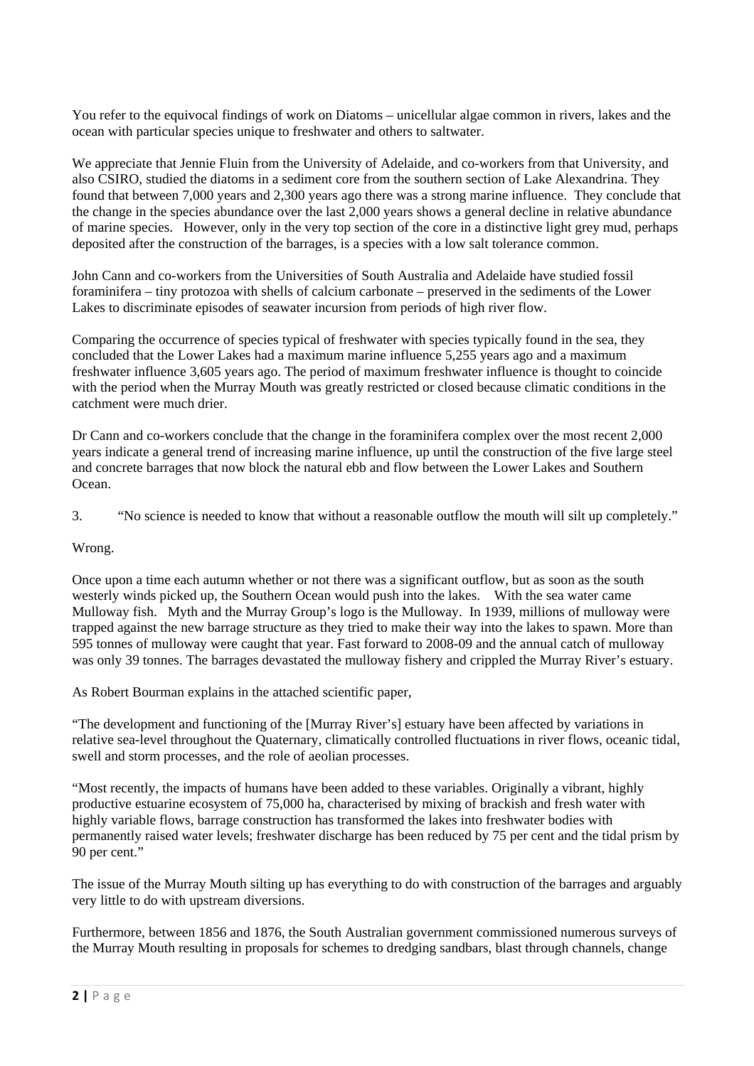You refer to the equivocal findings of work on Diatoms – unicellular algae common in rivers, lakes and the ocean with particular species unique to freshwater and others to saltwater.

We appreciate that Jennie Fluin from the University of Adelaide, and co-workers from that University, and also CSIRO, studied the diatoms in a sediment core from the southern section of Lake Alexandrina. They found that between 7,000 years and 2,300 years ago there was a strong marine influence. They conclude that the change in the species abundance over the last 2,000 years shows a general decline in relative abundance of marine species. However, only in the very top section of the core in a distinctive light grey mud, perhaps deposited after the construction of the barrages, is a species with a low salt tolerance common.

John Cann and co-workers from the Universities of South Australia and Adelaide have studied fossil foraminifera – tiny protozoa with shells of calcium carbonate – preserved in the sediments of the Lower Lakes to discriminate episodes of seawater incursion from periods of high river flow.

Comparing the occurrence of species typical of freshwater with species typically found in the sea, they concluded that the Lower Lakes had a maximum marine influence 5,255 years ago and a maximum freshwater influence 3,605 years ago. The period of maximum freshwater influence is thought to coincide with the period when the Murray Mouth was greatly restricted or closed because climatic conditions in the catchment were much drier.

Dr Cann and co-workers conclude that the change in the foraminifera complex over the most recent 2,000 years indicate a general trend of increasing marine influence, up until the construction of the five large steel and concrete barrages that now block the natural ebb and flow between the Lower Lakes and Southern Ocean.

3. "No science is needed to know that without a reasonable outflow the mouth will silt up completely."

Wrong.

Once upon a time each autumn whether or not there was a significant outflow, but as soon as the south westerly winds picked up, the Southern Ocean would push into the lakes. With the sea water came Mulloway fish. Myth and the Murray Group's logo is the Mulloway. In 1939, millions of mulloway were trapped against the new barrage structure as they tried to make their way into the lakes to spawn. More than 595 tonnes of mulloway were caught that year. Fast forward to 2008-09 and the annual catch of mulloway was only 39 tonnes. The barrages devastated the mulloway fishery and crippled the Murray River's estuary.

As Robert Bourman explains in the attached scientific paper,

"The development and functioning of the [Murray River's] estuary have been affected by variations in relative sea-level throughout the Quaternary, climatically controlled fluctuations in river flows, oceanic tidal, swell and storm processes, and the role of aeolian processes.

"Most recently, the impacts of humans have been added to these variables. Originally a vibrant, highly productive estuarine ecosystem of 75,000 ha, characterised by mixing of brackish and fresh water with highly variable flows, barrage construction has transformed the lakes into freshwater bodies with permanently raised water levels; freshwater discharge has been reduced by 75 per cent and the tidal prism by 90 per cent."

The issue of the Murray Mouth silting up has everything to do with construction of the barrages and arguably very little to do with upstream diversions.

Furthermore, between 1856 and 1876, the South Australian government commissioned numerous surveys of the Murray Mouth resulting in proposals for schemes to dredging sandbars, blast through channels, change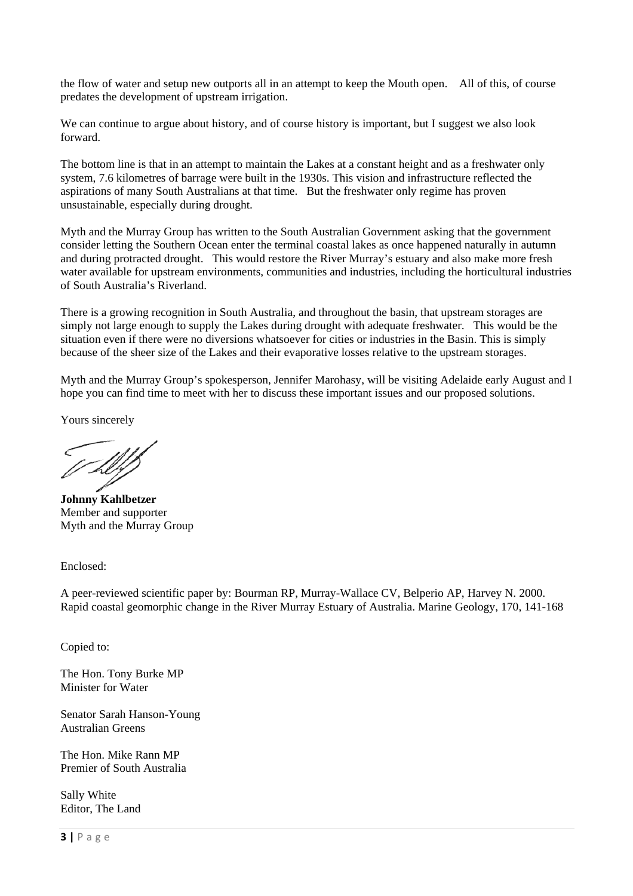the flow of water and setup new outports all in an attempt to keep the Mouth open. All of this, of course predates the development of upstream irrigation.

We can continue to argue about history, and of course history is important, but I suggest we also look forward.

The bottom line is that in an attempt to maintain the Lakes at a constant height and as a freshwater only system, 7.6 kilometres of barrage were built in the 1930s. This vision and infrastructure reflected the aspirations of many South Australians at that time. But the freshwater only regime has proven unsustainable, especially during drought.

Myth and the Murray Group has written to the South Australian Government asking that the government consider letting the Southern Ocean enter the terminal coastal lakes as once happened naturally in autumn and during protracted drought. This would restore the River Murray's estuary and also make more fresh water available for upstream environments, communities and industries, including the horticultural industries of South Australia's Riverland.

There is a growing recognition in South Australia, and throughout the basin, that upstream storages are simply not large enough to supply the Lakes during drought with adequate freshwater. This would be the situation even if there were no diversions whatsoever for cities or industries in the Basin. This is simply because of the sheer size of the Lakes and their evaporative losses relative to the upstream storages.

Myth and the Murray Group's spokesperson, Jennifer Marohasy, will be visiting Adelaide early August and I hope you can find time to meet with her to discuss these important issues and our proposed solutions.

Yours sincerely

**Johnny Kahlbetzer**
Member and supporter
Myth and the Murray Group

Enclosed:

A peer-reviewed scientific paper by: Bourman RP, Murray-Wallace CV, Belperio AP, Harvey N. 2000. Rapid coastal geomorphic change in the River Murray Estuary of Australia. Marine Geology, 170, 141-168

Copied to:

The Hon. Tony Burke MP
Minister for Water

Senator Sarah Hanson-Young
Australian Greens

The Hon. Mike Rann MP
Premier of South Australia

Sally White
Editor, The Land